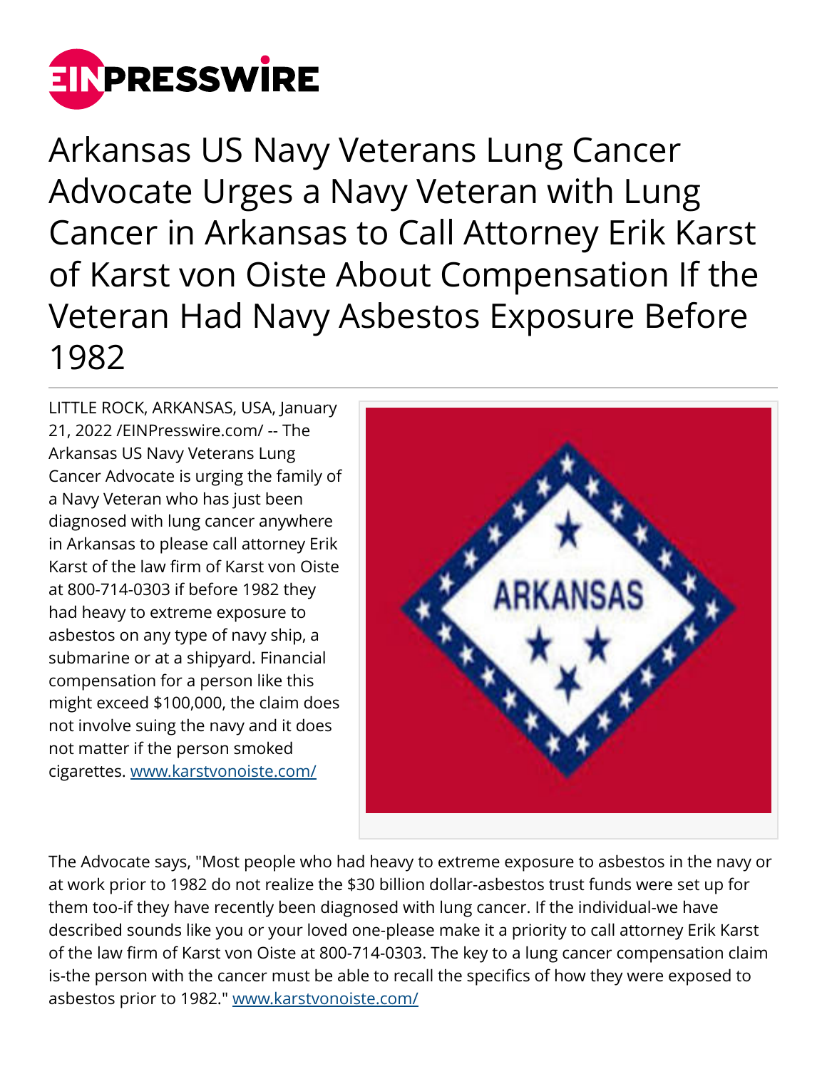# Arkansas US Navy Veterans Lung Cancer Advocate Urges a Navy Veteran with Lung Cancer in Arkansas to Call Attorney Erik Karst of Karst von Oiste About Compensation If the Veteran Had Navy Asbestos Exposure Before 1982

LITTLE ROCK, ARKANSAS, USA, January 21, 2022 /EINPresswire.com/ -- The Arkansas US Navy Veterans Lung Cancer Advocate is urging the family of a Navy Veteran who has just been diagnosed with lung cancer anywhere in Arkansas to please call attorney Erik Karst of the law firm of Karst von Oiste at 800-714-0303 if before 1982 they had heavy to extreme exposure to asbestos on any type of navy ship, a submarine or at a shipyard. Financial compensation for a person like this might exceed $100,000, the claim does not involve suing the navy and it does not matter if the person smoked cigarettes. www.karstvonoiste.com/

The Advocate says, "Most people who had heavy to extreme exposure to asbestos in the navy or at work prior to 1982 do not realize the $30 billion dollar-asbestos trust funds were set up for them too-if they have recently been diagnosed with lung cancer. If the individual-we have described sounds like you or your loved one-please make it a priority to call attorney Erik Karst of the law firm of Karst von Oiste at 800-714-0303. The key to a lung cancer compensation claim is-the person with the cancer must be able to recall the specifics of how they were exposed to asbestos prior to 1982." www.karstvonoiste.com/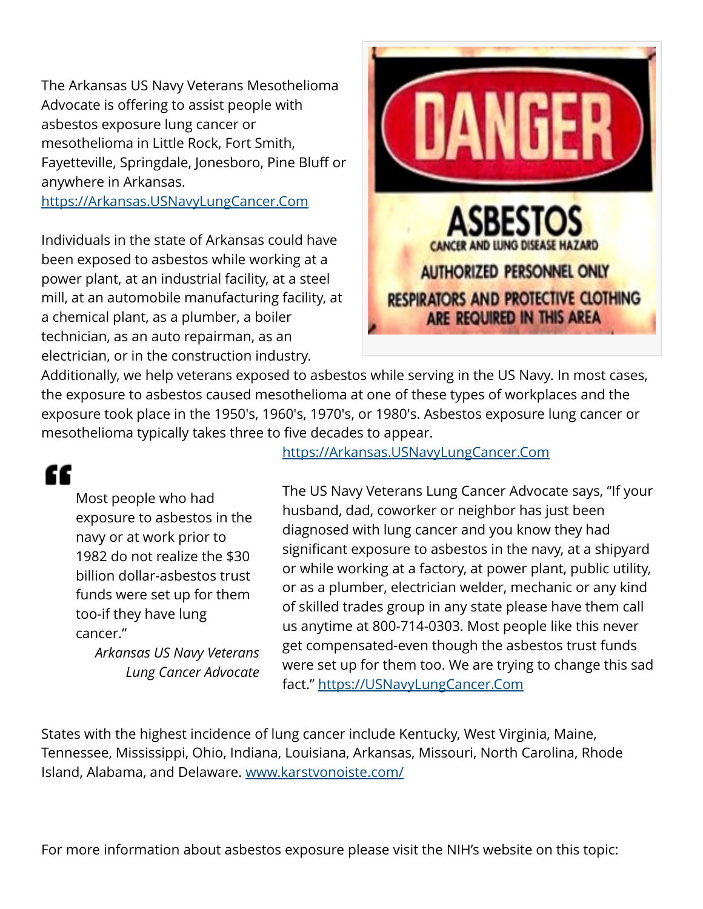The Arkansas US Navy Veterans Mesothelioma Advocate is offering to assist people with asbestos exposure lung cancer or mesothelioma in Little Rock, Fort Smith, Fayetteville, Springdale, Jonesboro, Pine Bluff or anywhere in Arkansas. https://Arkansas.USNavyLungCancer.Com

Individuals in the state of Arkansas could have been exposed to asbestos while working at a power plant, at an industrial facility, at a steel mill, at an automobile manufacturing facility, at a chemical plant, as a plumber, a boiler technician, as an auto repairman, as an electrician, or in the construction industry. Additionally, we help veterans exposed to asbestos while serving in the US Navy. In most cases, the exposure to asbestos caused mesothelioma at one of these types of workplaces and the exposure took place in the 1950's, 1960's, 1970's, or 1980's. Asbestos exposure lung cancer or mesothelioma typically takes three to five decades to appear. https://Arkansas.USNavyLungCancer.Com

> Most people who had exposure to asbestos in the navy or at work prior to 1982 do not realize the $30 billion dollar-asbestos trust funds were set up for them too-if they have lung cancer."
>
> *Arkansas US Navy Veterans Lung Cancer Advocate*

The US Navy Veterans Lung Cancer Advocate says, "If your husband, dad, coworker or neighbor has just been diagnosed with lung cancer and you know they had significant exposure to asbestos in the navy, at a shipyard or while working at a factory, at power plant, public utility, or as a plumber, electrician welder, mechanic or any kind of skilled trades group in any state please have them call us anytime at 800-714-0303. Most people like this never get compensated-even though the asbestos trust funds were set up for them too. We are trying to change this sad fact." https://USNavyLungCancer.Com

States with the highest incidence of lung cancer include Kentucky, West Virginia, Maine, Tennessee, Mississippi, Ohio, Indiana, Louisiana, Arkansas, Missouri, North Carolina, Rhode Island, Alabama, and Delaware. www.karstvonoiste.com/

For more information about asbestos exposure please visit the NIH's website on this topic: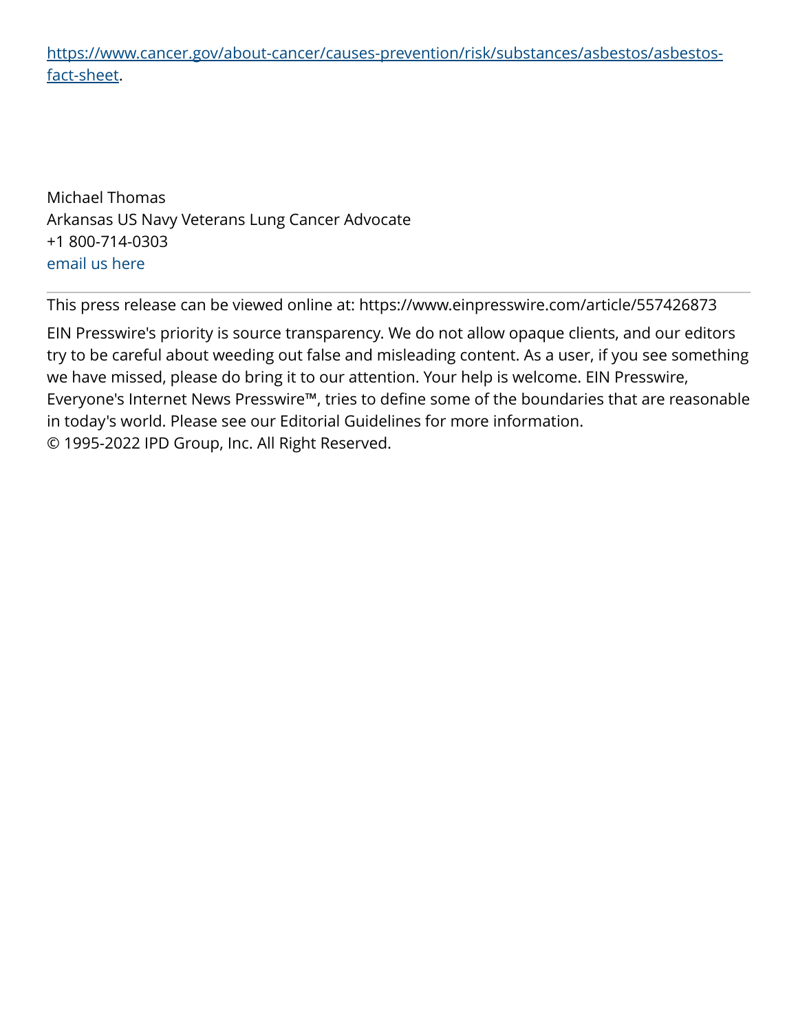[https://www.cancer.gov/about-cancer/causes-prevention/risk/substances/asbestos/asbestos-fact-sheet](https://www.cancer.gov/about-cancer/causes-prevention/risk/substances/asbestos/asbestos-fact-sheet).

Michael Thomas
Arkansas US Navy Veterans Lung Cancer Advocate
+1 800-714-0303
email us here

---

This press release can be viewed online at: https://www.einpresswire.com/article/557426873

EIN Presswire's priority is source transparency. We do not allow opaque clients, and our editors try to be careful about weeding out false and misleading content. As a user, if you see something we have missed, please do bring it to our attention. Your help is welcome. EIN Presswire, Everyone's Internet News Presswire™, tries to define some of the boundaries that are reasonable in today's world. Please see our Editorial Guidelines for more information.
© 1995-2022 IPD Group, Inc. All Right Reserved.